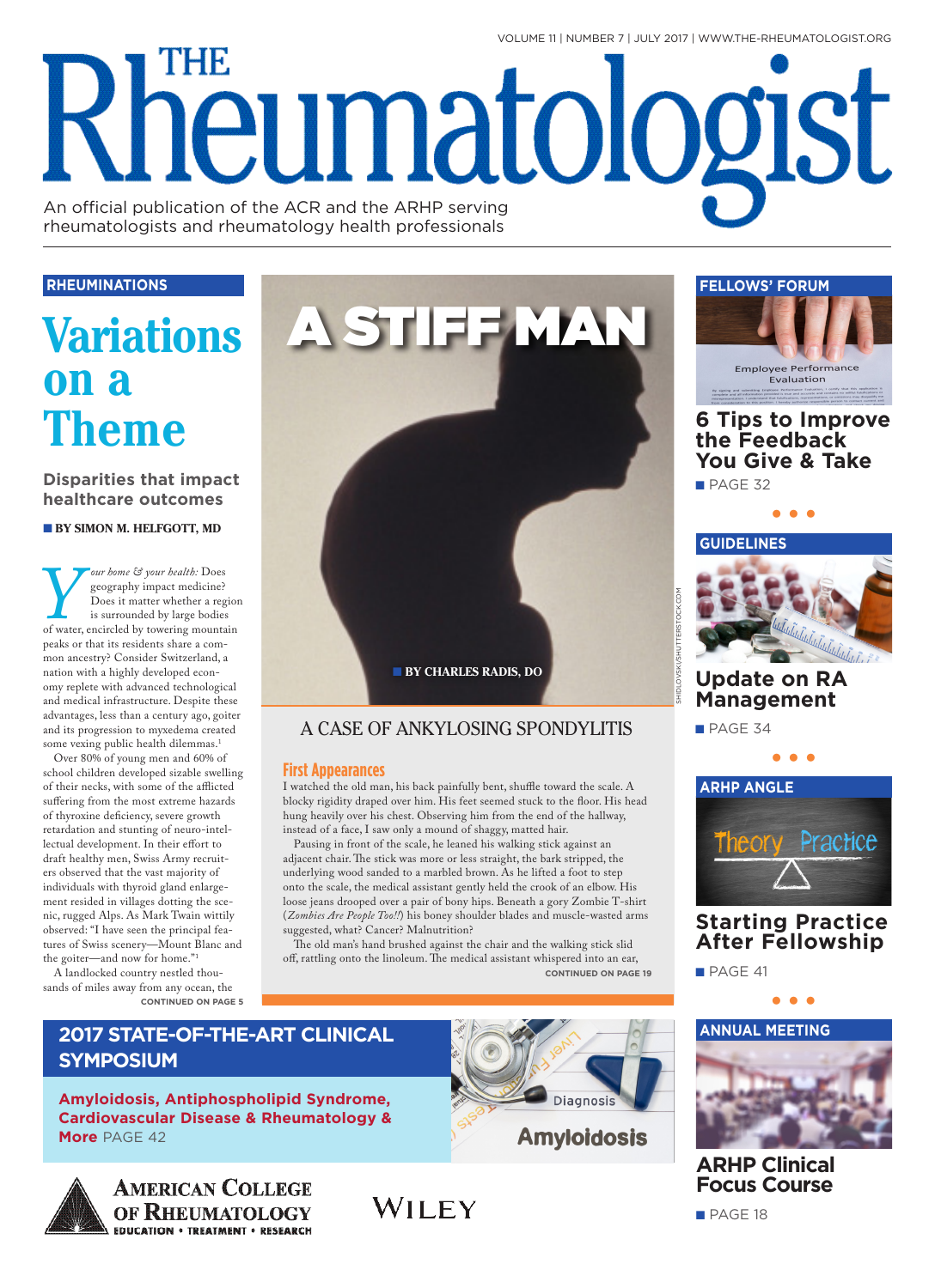# THE Rheumatologist

An official publication of the ACR and the ARHP serving rheumatologists and rheumatology health professionals

**RHEUMINATIONS**

## Variations on a Theme

### Disparities that impact healthcare outcomes

**BY SIMON M. HELFGOTT, MD**

*Your home & your health:* Does geography impact medicine? Does it matter whether a region is surrounded by large bodies of water, encircled by towering mountain peaks or that its residents share a common ancestry? Consider Switzerland, a nation with a highly developed economy replete with advanced technological and medical infrastructure. Despite these advantages, less than a century ago, goiter and its progression to myxedema created some vexing public health dilemmas.[1]

Over 80% of young men and 60% of school children developed sizable swelling of their necks, with some of the afflicted suffering from the most extreme hazards of thyroxine deficiency, severe growth retardation and stunting of neuro-intellectual development. In their effort to draft healthy men, Swiss Army recruiters observed that the vast majority of individuals with thyroid gland enlargement resided in villages dotting the scenic, rugged Alps. As Mark Twain wittily observed: "I have seen the principal features of Swiss scenery—Mount Blanc and the goiter—and now for home."[1]

A landlocked country nestled thousands of miles away from any ocean, the

CONTINUED ON PAGE 5

## A STIFF MAN

**BY CHARLES RADIS, DO**

SHIDLOVSKI/SHUTTERSTOCK.COM

### A CASE OF ANKYLOSING SPONDYLITIS

#### First Appearances

I watched the old man, his back painfully bent, shuffle toward the scale. A blocky rigidity draped over him. His feet seemed stuck to the floor. His head hung heavily over his chest. Observing him from the end of the hallway, instead of a face, I saw only a mound of shaggy, matted hair.

Pausing in front of the scale, he leaned his walking stick against an adjacent chair. The stick was more or less straight, the bark stripped, the underlying wood sanded to a marbled brown. As he lifted a foot to step onto the scale, the medical assistant gently held the crook of an elbow. His loose jeans drooped over a pair of bony hips. Beneath a gory Zombie T-shirt (*Zombies Are People Too!!*) his boney shoulder blades and muscle-wasted arms suggested, what? Cancer? Malnutrition?

The old man's hand brushed against the chair and the walking stick slid off, rattling onto the linoleum. The medical assistant whispered into an ear,

CONTINUED ON PAGE 19

**FELLOWS' FORUM**

### 6 Tips to Improve the Feedback You Give & Take

PAGE 32

**GUIDELINES**

### Update on RA Management

PAGE 34

**ARHP ANGLE**

### Starting Practice After Fellowship

PAGE 41

**ANNUAL MEETING**

### ARHP Clinical Focus Course

PAGE 18

## 2017 STATE-OF-THE-ART CLINICAL SYMPOSIUM

**Amyloidosis, Antiphospholipid Syndrome, Cardiovascular Disease & Rheumatology & More** PAGE 42

AMERICAN COLLEGE OF RHEUMATOLOGY
EDUCATION • TREATMENT • RESEARCH

WILEY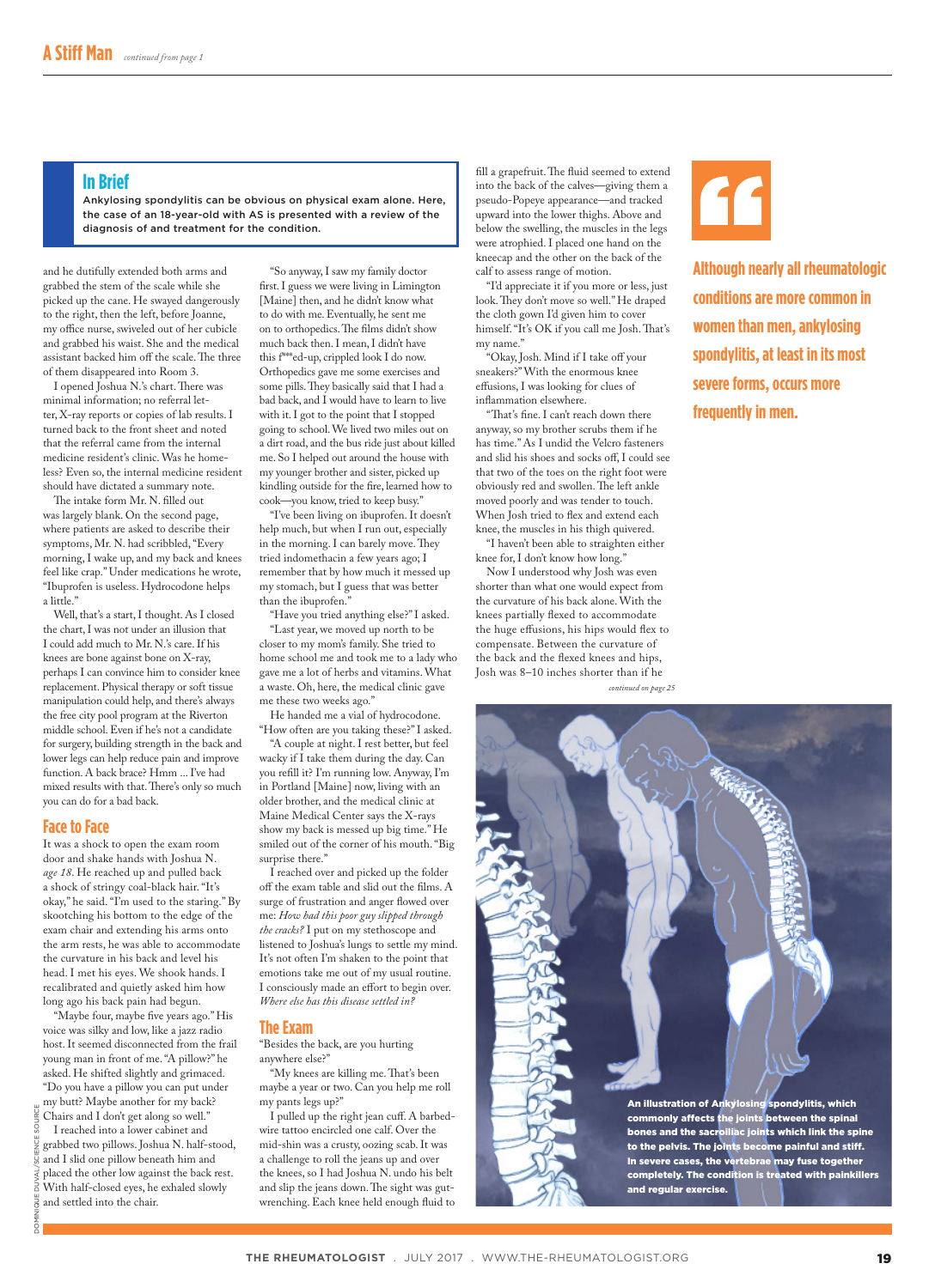## A Stiff Man *continued from page 1*

### In Brief

Ankylosing spondylitis can be obvious on physical exam alone. Here, the case of an 18-year-old with AS is presented with a review of the diagnosis of and treatment for the condition.

and he dutifully extended both arms and grabbed the stem of the scale while she picked up the cane. He swayed dangerously to the right, then the left, before Joanne, my office nurse, swiveled out of her cubicle and grabbed his waist. She and the medical assistant backed him off the scale. The three of them disappeared into Room 3.

I opened Joshua N.'s chart. There was minimal information; no referral letter, X-ray reports or copies of lab results. I turned back to the front sheet and noted that the referral came from the internal medicine resident's clinic. Was he homeless? Even so, the internal medicine resident should have dictated a summary note.

The intake form Mr. N. filled out was largely blank. On the second page, where patients are asked to describe their symptoms, Mr. N. had scribbled, "Every morning, I wake up, and my back and knees feel like crap." Under medications he wrote, "Ibuprofen is useless. Hydrocodone helps a little."

Well, that's a start, I thought. As I closed the chart, I was not under an illusion that I could add much to Mr. N.'s care. If his knees are bone against bone on X-ray, perhaps I can convince him to consider knee replacement. Physical therapy or soft tissue manipulation could help, and there's always the free city pool program at the Riverton middle school. Even if he's not a candidate for surgery, building strength in the back and lower legs can help reduce pain and improve function. A back brace? Hmm … I've had mixed results with that. There's only so much you can do for a bad back.

### Face to Face

It was a shock to open the exam room door and shake hands with Joshua N. *age 18*. He reached up and pulled back a shock of stringy coal-black hair. "It's okay," he said. "I'm used to the staring." By skootching his bottom to the edge of the exam chair and extending his arms onto the arm rests, he was able to accommodate the curvature in his back and level his head. I met his eyes. We shook hands. I recalibrated and quietly asked him how long ago his back pain had begun.

"Maybe four, maybe five years ago." His voice was silky and low, like a jazz radio host. It seemed disconnected from the frail young man in front of me. "A pillow?" he asked. He shifted slightly and grimaced. "Do you have a pillow you can put under my butt? Maybe another for my back? Chairs and I don't get along so well."

I reached into a lower cabinet and grabbed two pillows. Joshua N. half-stood, and I slid one pillow beneath him and placed the other low against the back rest. With half-closed eyes, he exhaled slowly and settled into the chair.

"So anyway, I saw my family doctor first. I guess we were living in Limington [Maine] then, and he didn't know what to do with me. Eventually, he sent me on to orthopedics. The films didn't show much back then. I mean, I didn't have this f***ed-up, crippled look I do now. Orthopedics gave me some exercises and some pills. They basically said that I had a bad back, and I would have to learn to live with it. I got to the point that I stopped going to school. We lived two miles out on a dirt road, and the bus ride just about killed me. So I helped out around the house with my younger brother and sister, picked up kindling outside for the fire, learned how to cook—you know, tried to keep busy."

"I've been living on ibuprofen. It doesn't help much, but when I run out, especially in the morning. I can barely move. They tried indomethacin a few years ago; I remember that by how much it messed up my stomach, but I guess that was better than the ibuprofen."

"Have you tried anything else?" I asked.

"Last year, we moved up north to be closer to my mom's family. She tried to home school me and took me to a lady who gave me a lot of herbs and vitamins. What a waste. Oh, here, the medical clinic gave me these two weeks ago."

He handed me a vial of hydrocodone.

"How often are you taking these?" I asked.

"A couple at night. I rest better, but feel wacky if I take them during the day. Can you refill it? I'm running low. Anyway, I'm in Portland [Maine] now, living with an older brother, and the medical clinic at Maine Medical Center says the X-rays show my back is messed up big time." He smiled out of the corner of his mouth. "Big surprise there."

I reached over and picked up the folder off the exam table and slid out the films. A surge of frustration and anger flowed over me: *How had this poor guy slipped through the cracks?* I put on my stethoscope and listened to Joshua's lungs to settle my mind. It's not often I'm shaken to the point that emotions take me out of my usual routine. I consciously made an effort to begin over. *Where else has this disease settled in?*

### The Exam

"Besides the back, are you hurting anywhere else?"

"My knees are killing me. That's been maybe a year or two. Can you help me roll my pants legs up?"

I pulled up the right jean cuff. A barbed-wire tattoo encircled one calf. Over the mid-shin was a crusty, oozing scab. It was a challenge to roll the jeans up and over the knees, so I had Joshua N. undo his belt and slip the jeans down. The sight was gut-wrenching. Each knee held enough fluid to fill a grapefruit. The fluid seemed to extend into the back of the calves—giving them a pseudo-Popeye appearance—and tracked upward into the lower thighs. Above and below the swelling, the muscles in the legs were atrophied. I placed one hand on the kneecap and the other on the back of the calf to assess range of motion.

"I'd appreciate it if you more or less, just look. They don't move so well." He draped the cloth gown I'd given him to cover himself. "It's OK if you call me Josh. That's my name."

"Okay, Josh. Mind if I take off your sneakers?" With the enormous knee effusions, I was looking for clues of inflammation elsewhere.

"That's fine. I can't reach down there anyway, so my brother scrubs them if he has time." As I undid the Velcro fasteners and slid his shoes and socks off, I could see that two of the toes on the right foot were obviously red and swollen. The left ankle moved poorly and was tender to touch. When Josh tried to flex and extend each knee, the muscles in his thigh quivered.

"I haven't been able to straighten either knee for, I don't know how long."

Now I understood why Josh was even shorter than what one would expect from the curvature of his back alone. With the knees partially flexed to accommodate the huge effusions, his hips would flex to compensate. Between the curvature of the back and the flexed knees and hips, Josh was 8–10 inches shorter than if he

*continued on page 25*

> Although nearly all rheumatologic conditions are more common in women than men, ankylosing spondylitis, at least in its most severe forms, occurs more frequently in men.

An illustration of Ankylosing spondylitis, which commonly affects the joints between the spinal bones and the sacroiliac joints which link the spine to the pelvis. The joints become painful and stiff. In severe cases, the vertebrae may fuse together completely. The condition is treated with painkillers and regular exercise.

DOMINIQUE DUVAL/SCIENCE SOURCE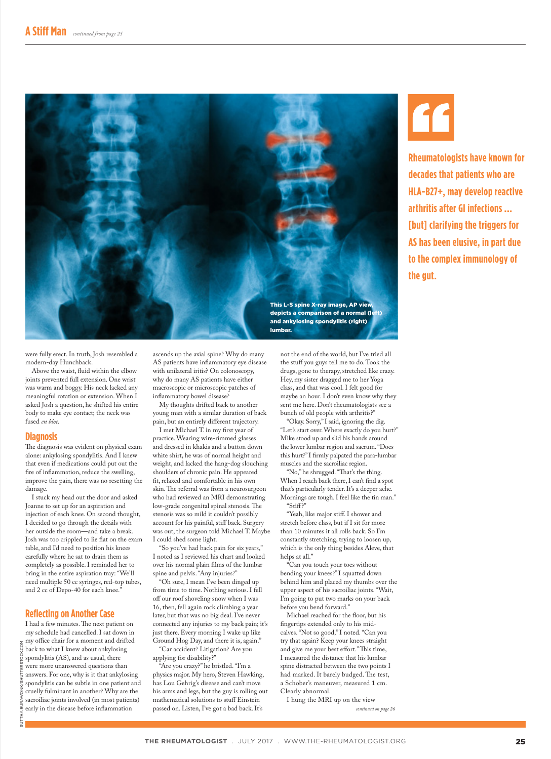## A Stiff Man *continued from page 25*

This L-S spine X-ray image, AP view, depicts a comparison of a normal (left) and ankylosing spondylitis (right) lumbar.

> Rheumatologists have known for decades that patients who are HLA-B27+, may develop reactive arthritis after GI infections … [but] clarifying the triggers for AS has been elusive, in part due to the complex immunology of the gut.

were fully erect. In truth, Josh resembled a modern-day Hunchback.

Above the waist, fluid within the elbow joints prevented full extension. One wrist was warm and boggy. His neck lacked any meaningful rotation or extension. When I asked Josh a question, he shifted his entire body to make eye contact; the neck was fused *en bloc*.

### Diagnosis

The diagnosis was evident on physical exam alone: ankylosing spondylitis. And I knew that even if medications could put out the fire of inflammation, reduce the swelling, improve the pain, there was no resetting the damage.

I stuck my head out the door and asked Joanne to set up for an aspiration and injection of each knee. On second thought, I decided to go through the details with her outside the room—and take a break. Josh was too crippled to lie flat on the exam table, and I'd need to position his knees carefully where he sat to drain them as completely as possible. I reminded her to bring in the entire aspiration tray: "We'll need multiple 50 cc syringes, red-top tubes, and 2 cc of Depo-40 for each knee."

### Reflecting on Another Case

I had a few minutes. The next patient on my schedule had cancelled. I sat down in my office chair for a moment and drifted back to what I knew about ankylosing spondylitis (AS), and as usual, there were more unanswered questions than answers. For one, why is it that ankylosing spondylitis can be subtle in one patient and cruelly fulminant in another? Why are the sacroiliac joints involved (in most patients) early in the disease before inflammation ascends up the axial spine? Why do many AS patients have inflammatory eye disease with unilateral iritis? On colonoscopy, why do many AS patients have either macroscopic or microscopic patches of inflammatory bowel disease?

My thoughts drifted back to another young man with a similar duration of back pain, but an entirely different trajectory.

I met Michael T. in my first year of practice. Wearing wire-rimmed glasses and dressed in khakis and a button down white shirt, he was of normal height and weight, and lacked the hang-dog slouching shoulders of chronic pain. He appeared fit, relaxed and comfortable in his own skin. The referral was from a neurosurgeon who had reviewed an MRI demonstrating low-grade congenital spinal stenosis. The stenosis was so mild it couldn't possibly account for his painful, stiff back. Surgery was out, the surgeon told Michael T. Maybe I could shed some light.

"So you've had back pain for six years," I noted as I reviewed his chart and looked over his normal plain films of the lumbar spine and pelvis. "Any injuries?"

"Oh sure, I mean I've been dinged up from time to time. Nothing serious. I fell off our roof shoveling snow when I was 16, then, fell again rock climbing a year later, but that was no big deal. I've never connected any injuries to my back pain; it's just there. Every morning I wake up like Ground Hog Day, and there it is, again."

"Car accident? Litigation? Are you applying for disability?"

"Are you crazy?" he bristled. "I'm a physics major. My hero, Steven Hawking, has Lou Gehrig's disease and can't move his arms and legs, but the guy is rolling out mathematical solutions to stuff Einstein passed on. Listen, I've got a bad back. It's not the end of the world, but I've tried all the stuff you guys tell me to do. Took the drugs, gone to therapy, stretched like crazy. Hey, my sister dragged me to her Yoga class, and that was cool. I felt good for maybe an hour. I don't even know why they sent me here. Don't rheumatologists see a bunch of old people with arthritis?"

"Okay. Sorry," I said, ignoring the dig. "Let's start over. Where exactly do you hurt?" Mike stood up and slid his hands around the lower lumbar region and sacrum. "Does this hurt?" I firmly palpated the para-lumbar muscles and the sacroiliac region.

"No," he shrugged. "That's the thing. When I reach back there, I can't find a spot that's particularly tender. It's a deeper ache. Mornings are tough. I feel like the tin man."

"Stiff?"

"Yeah, like major stiff. I shower and stretch before class, but if I sit for more than 10 minutes it all rolls back. So I'm constantly stretching, trying to loosen up, which is the only thing besides Aleve, that helps at all."

"Can you touch your toes without bending your knees?" I squatted down behind him and placed my thumbs over the upper aspect of his sacroiliac joints. "Wait, I'm going to put two marks on your back before you bend forward."

Michael reached for the floor, but his fingertips extended only to his mid-calves. "Not so good," I noted. "Can you try that again? Keep your knees straight and give me your best effort." This time, I measured the distance that his lumbar spine distracted between the two points I had marked. It barely budged. The test, a Schober's maneuver, measured 1 cm. Clearly abnormal.

I hung the MRI up on the view

*continued on page 26*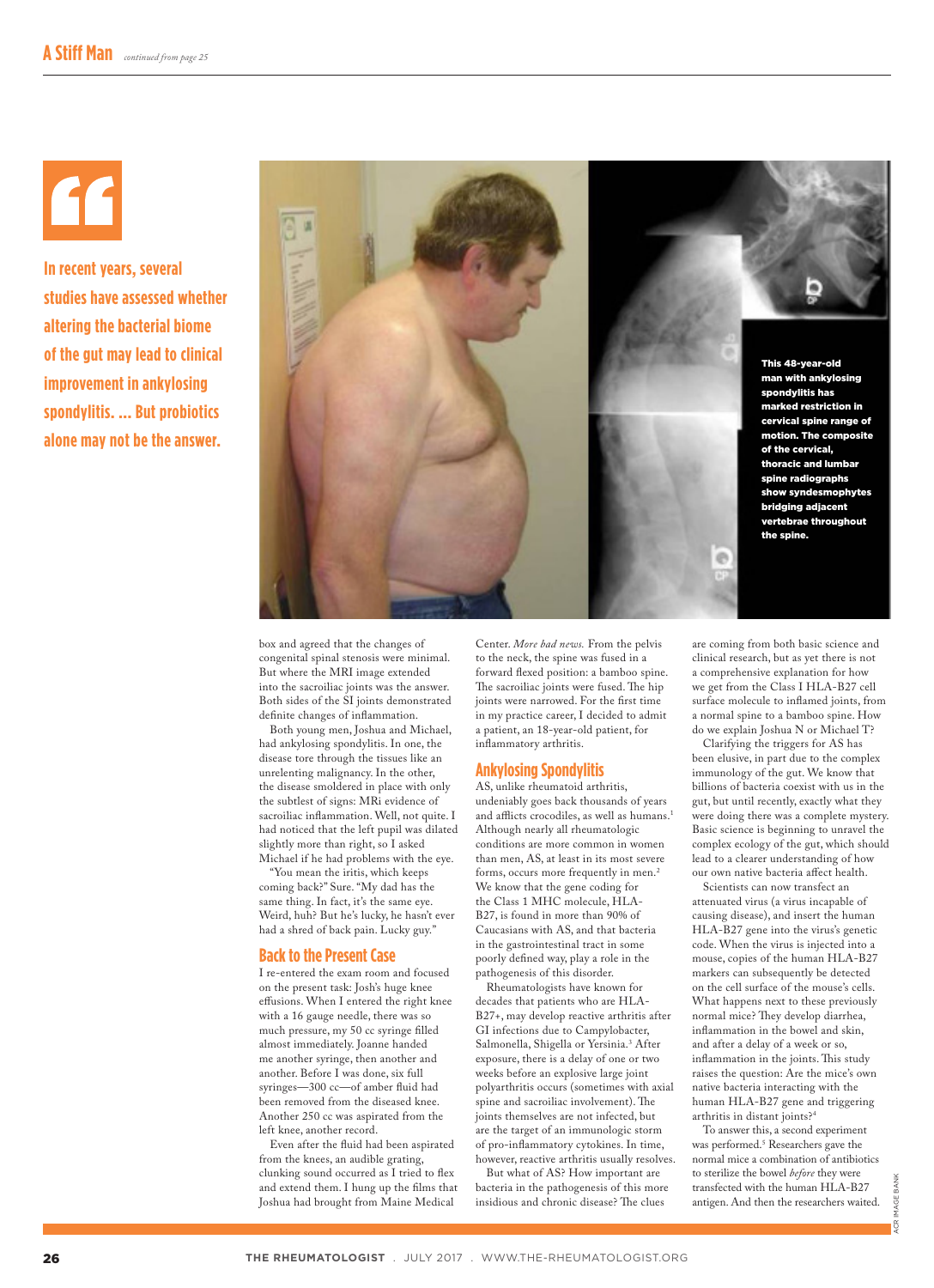> In recent years, several studies have assessed whether altering the bacterial biome of the gut may lead to clinical improvement in ankylosing spondylitis. … But probiotics alone may not be the answer.

This 48-year-old man with ankylosing spondylitis has marked restriction in cervical spine range of motion. The composite of the cervical, thoracic and lumbar spine radiographs show syndesmophytes bridging adjacent vertebrae throughout the spine.

box and agreed that the changes of congenital spinal stenosis were minimal. But where the MRI image extended into the sacroiliac joints was the answer. Both sides of the SI joints demonstrated definite changes of inflammation.

Both young men, Joshua and Michael, had ankylosing spondylitis. In one, the disease tore through the tissues like an unrelenting malignancy. In the other, the disease smoldered in place with only the subtlest of signs: MRi evidence of sacroiliac inflammation. Well, not quite. I had noticed that the left pupil was dilated slightly more than right, so I asked Michael if he had problems with the eye.

"You mean the iritis, which keeps coming back?" Sure. "My dad has the same thing. In fact, it's the same eye. Weird, huh? But he's lucky, he hasn't ever had a shred of back pain. Lucky guy."

## Back to the Present Case

I re-entered the exam room and focused on the present task: Josh's huge knee effusions. When I entered the right knee with a 16 gauge needle, there was so much pressure, my 50 cc syringe filled almost immediately. Joanne handed me another syringe, then another and another. Before I was done, six full syringes—300 cc—of amber fluid had been removed from the diseased knee. Another 250 cc was aspirated from the left knee, another record.

Even after the fluid had been aspirated from the knees, an audible grating, clunking sound occurred as I tried to flex and extend them. I hung up the films that Joshua had brought from Maine Medical Center. *More bad news.* From the pelvis to the neck, the spine was fused in a forward flexed position: a bamboo spine. The sacroiliac joints were fused. The hip joints were narrowed. For the first time in my practice career, I decided to admit a patient, an 18-year-old patient, for inflammatory arthritis.

## Ankylosing Spondylitis

AS, unlike rheumatoid arthritis, undeniably goes back thousands of years and afflicts crocodiles, as well as humans.[1] Although nearly all rheumatologic conditions are more common in women than men, AS, at least in its most severe forms, occurs more frequently in men.[2] We know that the gene coding for the Class 1 MHC molecule, HLA-B27, is found in more than 90% of Caucasians with AS, and that bacteria in the gastrointestinal tract in some poorly defined way, play a role in the pathogenesis of this disorder.

Rheumatologists have known for decades that patients who are HLA-B27+, may develop reactive arthritis after GI infections due to Campylobacter, Salmonella, Shigella or Yersinia.[3] After exposure, there is a delay of one or two weeks before an explosive large joint polyarthritis occurs (sometimes with axial spine and sacroiliac involvement). The joints themselves are not infected, but are the target of an immunologic storm of pro-inflammatory cytokines. In time, however, reactive arthritis usually resolves.

But what of AS? How important are bacteria in the pathogenesis of this more insidious and chronic disease? The clues are coming from both basic science and clinical research, but as yet there is not a comprehensive explanation for how we get from the Class I HLA-B27 cell surface molecule to inflamed joints, from a normal spine to a bamboo spine. How do we explain Joshua N or Michael T?

Clarifying the triggers for AS has been elusive, in part due to the complex immunology of the gut. We know that billions of bacteria coexist with us in the gut, but until recently, exactly what they were doing there was a complete mystery. Basic science is beginning to unravel the complex ecology of the gut, which should lead to a clearer understanding of how our own native bacteria affect health.

Scientists can now transfect an attenuated virus (a virus incapable of causing disease), and insert the human HLA-B27 gene into the virus's genetic code. When the virus is injected into a mouse, copies of the human HLA-B27 markers can subsequently be detected on the cell surface of the mouse's cells. What happens next to these previously normal mice? They develop diarrhea, inflammation in the bowel and skin, and after a delay of a week or so, inflammation in the joints. This study raises the question: Are the mice's own native bacteria interacting with the human HLA-B27 gene and triggering arthritis in distant joints?[4]

To answer this, a second experiment was performed.[5] Researchers gave the normal mice a combination of antibiotics to sterilize the bowel *before* they were transfected with the human HLA-B27 antigen. And then the researchers waited.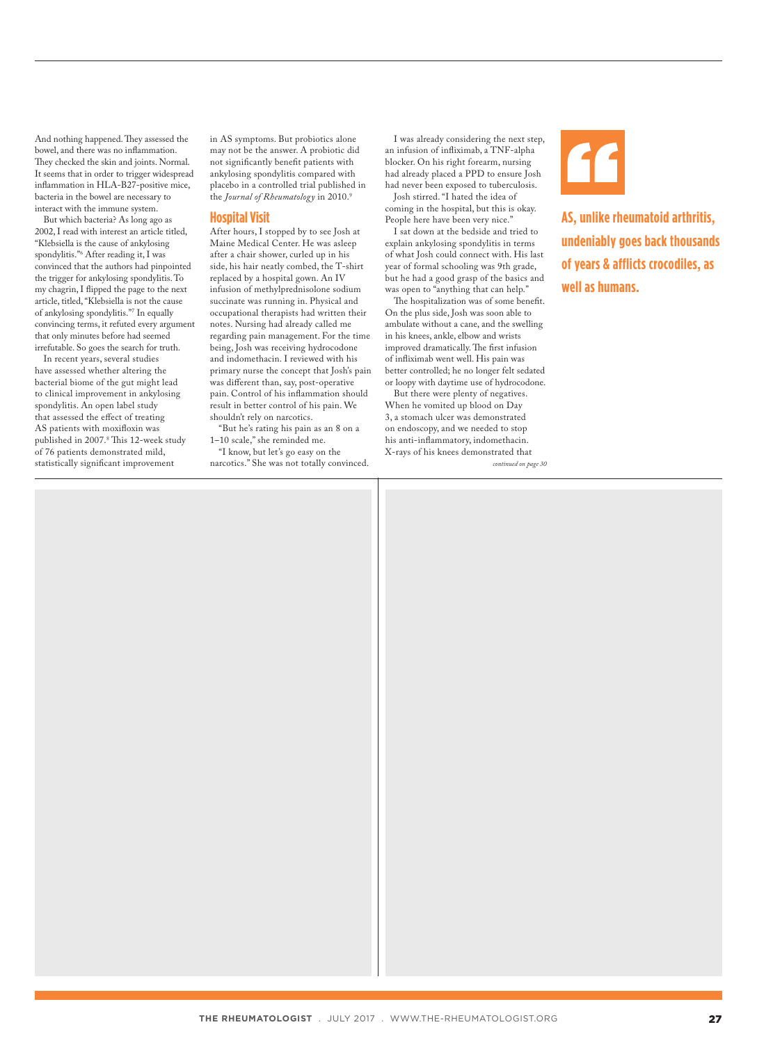And nothing happened. They assessed the bowel, and there was no inflammation. They checked the skin and joints. Normal. It seems that in order to trigger widespread inflammation in HLA-B27-positive mice, bacteria in the bowel are necessary to interact with the immune system.

But which bacteria? As long ago as 2002, I read with interest an article titled, "Klebsiella is the cause of ankylosing spondylitis."[6] After reading it, I was convinced that the authors had pinpointed the trigger for ankylosing spondylitis. To my chagrin, I flipped the page to the next article, titled, "Klebsiella is not the cause of ankylosing spondylitis."[7] In equally convincing terms, it refuted every argument that only minutes before had seemed irrefutable. So goes the search for truth.

In recent years, several studies have assessed whether altering the bacterial biome of the gut might lead to clinical improvement in ankylosing spondylitis. An open label study that assessed the effect of treating AS patients with moxifloxin was published in 2007.[8] This 12-week study of 76 patients demonstrated mild, statistically significant improvement in AS symptoms. But probiotics alone may not be the answer. A probiotic did not significantly benefit patients with ankylosing spondylitis compared with placebo in a controlled trial published in the *Journal of Rheumatology* in 2010.[9]

## Hospital Visit

After hours, I stopped by to see Josh at Maine Medical Center. He was asleep after a chair shower, curled up in his side, his hair neatly combed, the T-shirt replaced by a hospital gown. An IV infusion of methylprednisolone sodium succinate was running in. Physical and occupational therapists had written their notes. Nursing had already called me regarding pain management. For the time being, Josh was receiving hydrocodone and indomethacin. I reviewed with his primary nurse the concept that Josh's pain was different than, say, post-operative pain. Control of his inflammation should result in better control of his pain. We shouldn't rely on narcotics.

"But he's rating his pain as an 8 on a 1–10 scale," she reminded me.

"I know, but let's go easy on the narcotics." She was not totally convinced.

I was already considering the next step, an infusion of infliximab, a TNF-alpha blocker. On his right forearm, nursing had already placed a PPD to ensure Josh had never been exposed to tuberculosis.

Josh stirred. "I hated the idea of coming in the hospital, but this is okay. People here have been very nice."

I sat down at the bedside and tried to explain ankylosing spondylitis in terms of what Josh could connect with. His last year of formal schooling was 9th grade, but he had a good grasp of the basics and was open to "anything that can help."

The hospitalization was of some benefit. On the plus side, Josh was soon able to ambulate without a cane, and the swelling in his knees, ankle, elbow and wrists improved dramatically. The first infusion of infliximab went well. His pain was better controlled; he no longer felt sedated or loopy with daytime use of hydrocodone.

But there were plenty of negatives. When he vomited up blood on Day 3, a stomach ulcer was demonstrated on endoscopy, and we needed to stop his anti-inflammatory, indomethacin. X-rays of his knees demonstrated that

*continued on page 30*

> **AS, unlike rheumatoid arthritis, undeniably goes back thousands of years & afflicts crocodiles, as well as humans.**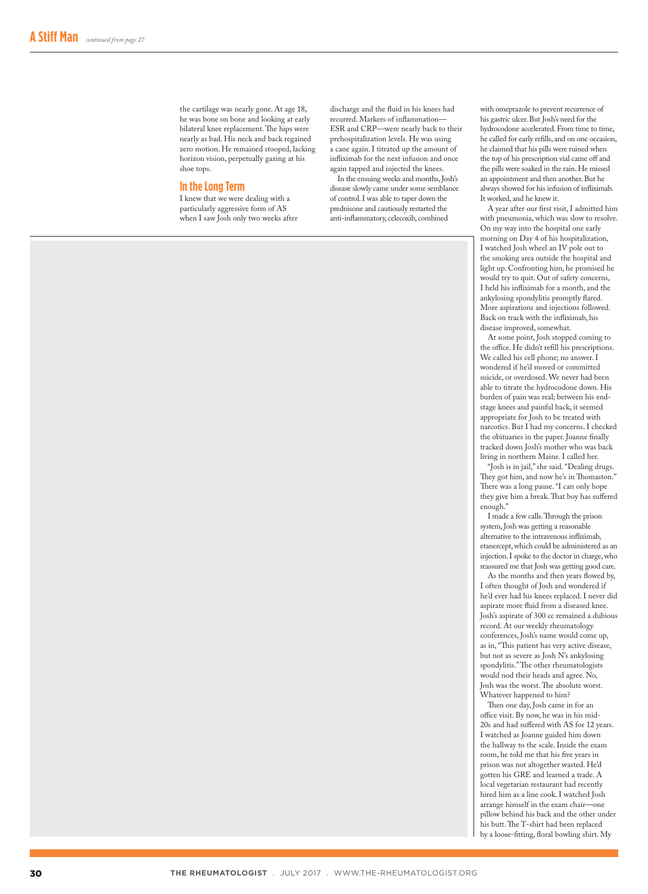the cartilage was nearly gone. At age 18, he was bone on bone and looking at early bilateral knee replacement. The hips were nearly as bad. His neck and back regained zero motion. He remained stooped, lacking horizon vision, perpetually gazing at his shoe tops.

## In the Long Term

I knew that we were dealing with a particularly aggressive form of AS when I saw Josh only two weeks after discharge and the fluid in his knees had recurred. Markers of inflammation—ESR and CRP—were nearly back to their prehospitalization levels. He was using a cane again. I titrated up the amount of infliximab for the next infusion and once again tapped and injected the knees.

In the ensuing weeks and months, Josh's disease slowly came under some semblance of control. I was able to taper down the prednisone and cautiously restarted the anti-inflammatory, celecoxib, combined with omeprazole to prevent recurrence of his gastric ulcer. But Josh's need for the hydrocodone accelerated. From time to time, he called for early refills, and on one occasion, he claimed that his pills were ruined when the top of his prescription vial came off and the pills were soaked in the rain. He missed an appointment and then another. But he always showed for his infusion of infliximab. It worked, and he knew it.

A year after our first visit, I admitted him with pneumonia, which was slow to resolve. On my way into the hospital one early morning on Day 4 of his hospitalization, I watched Josh wheel an IV pole out to the smoking area outside the hospital and light up. Confronting him, he promised he would try to quit. Out of safety concerns, I held his infliximab for a month, and the ankylosing spondylitis promptly flared. More aspirations and injections followed. Back on track with the infliximab, his disease improved, somewhat.

At some point, Josh stopped coming to the office. He didn't refill his prescriptions. We called his cell phone; no answer. I wondered if he'd moved or committed suicide, or overdosed. We never had been able to titrate the hydrocodone down. His burden of pain was real; between his end-stage knees and painful back, it seemed appropriate for Josh to be treated with narcotics. But I had my concerns. I checked the obituaries in the paper. Joanne finally tracked down Josh's mother who was back living in northern Maine. I called her.

"Josh is in jail," she said. "Dealing drugs. They got him, and now he's in Thomaston." There was a long pause. "I can only hope they give him a break. That boy has suffered enough."

I made a few calls. Through the prison system, Josh was getting a reasonable alternative to the intravenous infliximab, etanercept, which could be administered as an injection. I spoke to the doctor in charge, who reassured me that Josh was getting good care.

As the months and then years flowed by, I often thought of Josh and wondered if he'd ever had his knees replaced. I never did aspirate more fluid from a diseased knee. Josh's aspirate of 300 cc remained a dubious record. At our weekly rheumatology conferences, Josh's name would come up, as in, "This patient has very active disease, but not as severe as Josh N's ankylosing spondylitis." The other rheumatologists would nod their heads and agree. No, Josh was the worst. The absolute worst. Whatever happened to him?

Then one day, Josh came in for an office visit. By now, he was in his mid-20s and had suffered with AS for 12 years. I watched as Joanne guided him down the hallway to the scale. Inside the exam room, he told me that his five years in prison was not altogether wasted. He'd gotten his GRE and learned a trade. A local vegetarian restaurant had recently hired him as a line cook. I watched Josh arrange himself in the exam chair—one pillow behind his back and the other under his butt. The T-shirt had been replaced by a loose-fitting, floral bowling shirt. My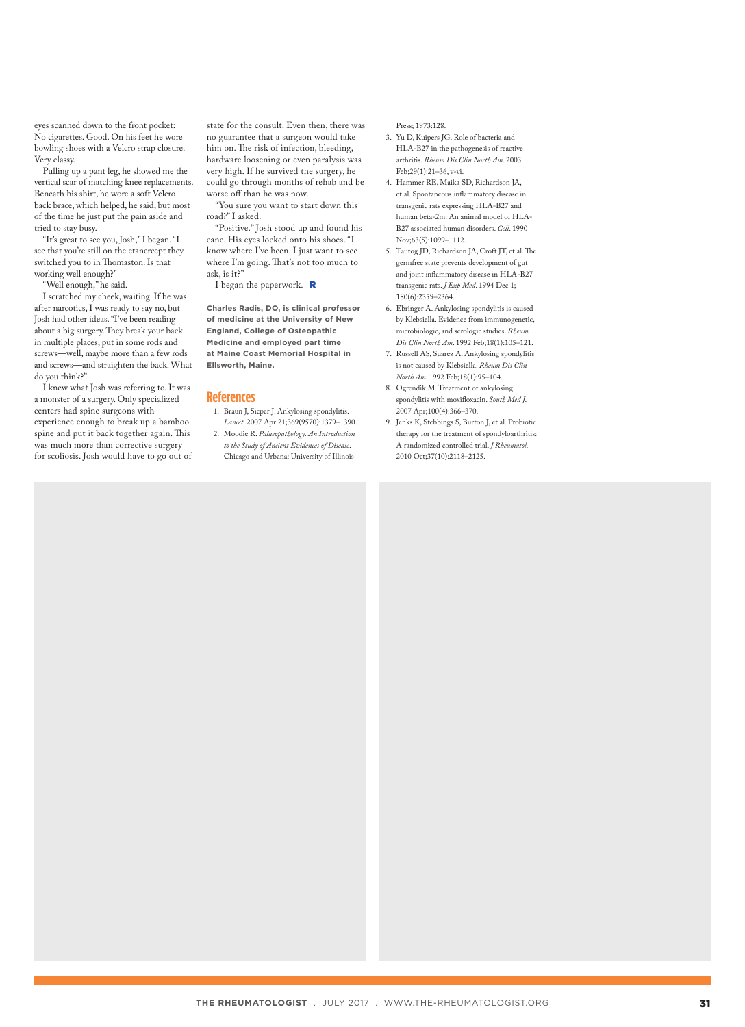eyes scanned down to the front pocket: No cigarettes. Good. On his feet he wore bowling shoes with a Velcro strap closure. Very classy.

Pulling up a pant leg, he showed me the vertical scar of matching knee replacements. Beneath his shirt, he wore a soft Velcro back brace, which helped, he said, but most of the time he just put the pain aside and tried to stay busy.

"It's great to see you, Josh," I began. "I see that you're still on the etanercept they switched you to in Thomaston. Is that working well enough?"

"Well enough," he said.

I scratched my cheek, waiting. If he was after narcotics, I was ready to say no, but Josh had other ideas. "I've been reading about a big surgery. They break your back in multiple places, put in some rods and screws—well, maybe more than a few rods and screws—and straighten the back. What do you think?"

I knew what Josh was referring to. It was a monster of a surgery. Only specialized centers had spine surgeons with experience enough to break up a bamboo spine and put it back together again. This was much more than corrective surgery for scoliosis. Josh would have to go out of state for the consult. Even then, there was no guarantee that a surgeon would take him on. The risk of infection, bleeding, hardware loosening or even paralysis was very high. If he survived the surgery, he could go through months of rehab and be worse off than he was now.

"You sure you want to start down this road?" I asked.

"Positive." Josh stood up and found his cane. His eyes locked onto his shoes. "I know where I've been. I just want to see where I'm going. That's not too much to ask, is it?"

I began the paperwork.

**Charles Radis, DO, is clinical professor of medicine at the University of New England, College of Osteopathic Medicine and employed part time at Maine Coast Memorial Hospital in Ellsworth, Maine.**

## References

1. Braun J, Sieper J. Ankylosing spondylitis. *Lancet*. 2007 Apr 21;369(9570):1379–1390.
2. Moodie R. *Palaeopathology. An Introduction to the Study of Ancient Evidences of Disease*. Chicago and Urbana: University of Illinois Press; 1973:128.
3. Yu D, Kuipers JG. Role of bacteria and HLA-B27 in the pathogenesis of reactive arthritis. *Rheum Dis Clin North Am*. 2003 Feb;29(1):21–36, v-vi.
4. Hammer RE, Maika SD, Richardson JA, et al. Spontaneous inflammatory disease in transgenic rats expressing HLA-B27 and human beta-2m: An animal model of HLA-B27 associated human disorders. *Cell*. 1990 Nov;63(5):1099–1112.
5. Tautog JD, Richardson JA, Croft JT, et al. The germfree state prevents development of gut and joint inflammatory disease in HLA-B27 transgenic rats. *J Exp Med*. 1994 Dec 1; 180(6):2359–2364.
6. Ebringer A. Ankylosing spondylitis is caused by Klebsiella. Evidence from immunogenetic, microbiologic, and serologic studies. *Rheum Dis Clin North Am*. 1992 Feb;18(1):105–121.
7. Russell AS, Suarez A. Ankylosing spondylitis is not caused by Klebsiella. *Rheum Dis Clin North Am*. 1992 Feb;18(1):95–104.
8. Ogrendik M. Treatment of ankylosing spondylitis with moxifloxacin. *South Med J*. 2007 Apr;100(4):366–370.
9. Jenks K, Stebbings S, Burton J, et al. Probiotic therapy for the treatment of spondyloarthritis: A randomized controlled trial. *J Rheumatol*. 2010 Oct;37(10):2118–2125.